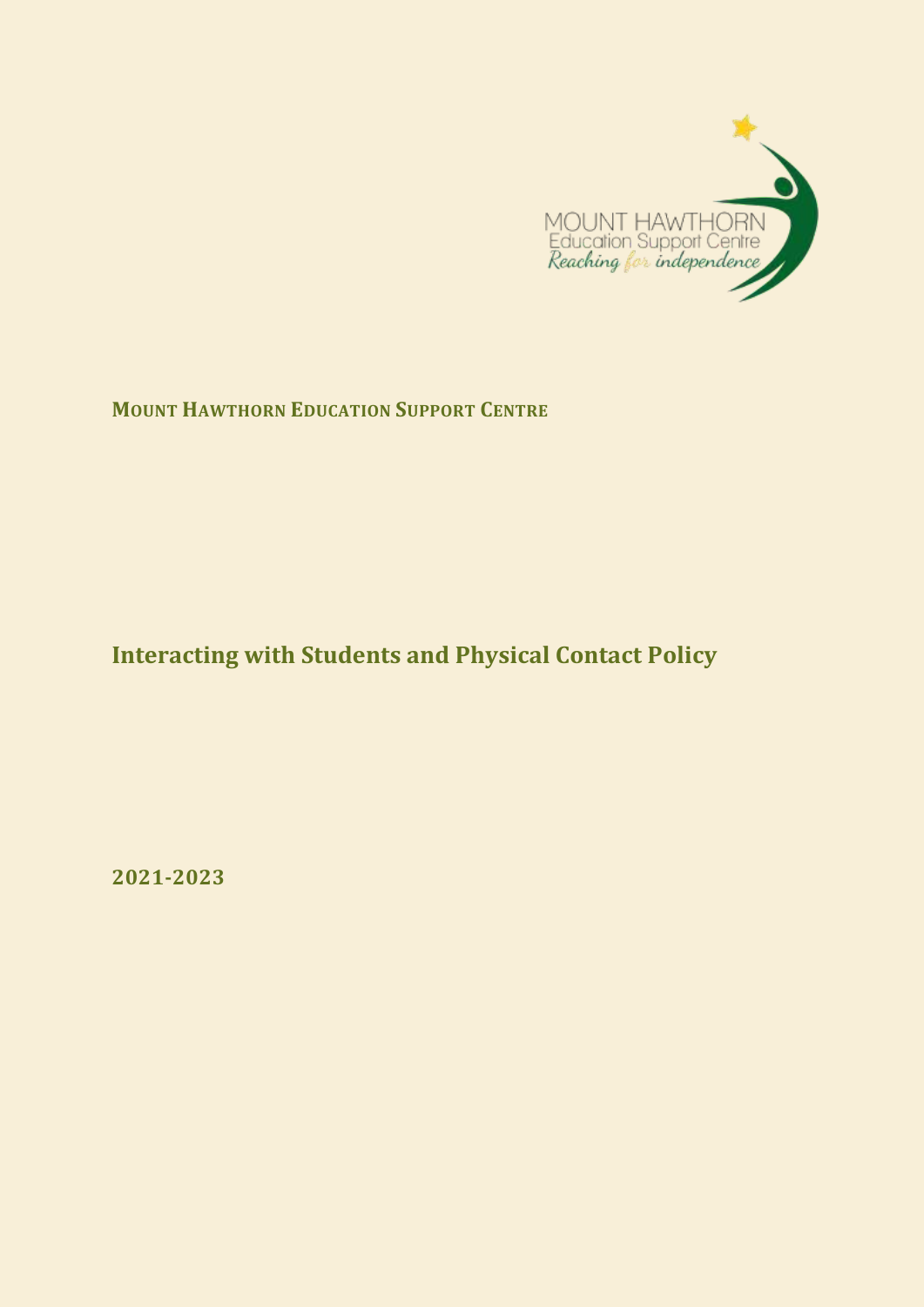**MOUNT HAWTHORN EDUCATION SUPPORT CENTRE**

# Interacting with Students and Physical Contact Policy

**2021-2023**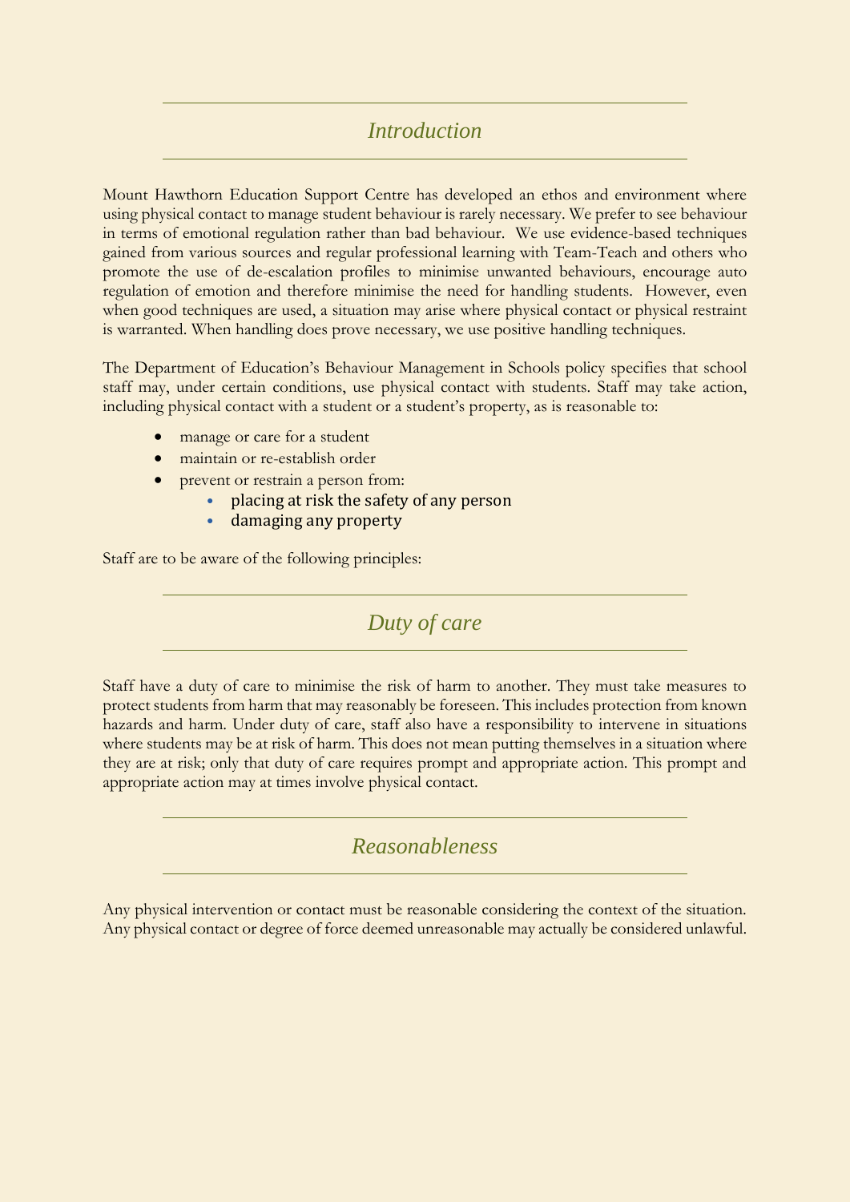## *Introduction*

Mount Hawthorn Education Support Centre has developed an ethos and environment where using physical contact to manage student behaviour is rarely necessary. We prefer to see behaviour in terms of emotional regulation rather than bad behaviour. We use evidence-based techniques gained from various sources and regular professional learning with Team-Teach and others who promote the use of de-escalation profiles to minimise unwanted behaviours, encourage auto regulation of emotion and therefore minimise the need for handling students. However, even when good techniques are used, a situation may arise where physical contact or physical restraint is warranted. When handling does prove necessary, we use positive handling techniques.

The Department of Education's Behaviour Management in Schools policy specifies that school staff may, under certain conditions, use physical contact with students. Staff may take action, including physical contact with a student or a student's property, as is reasonable to:

- manage or care for a student
- maintain or re-establish order
- prevent or restrain a person from:
  - placing at risk the safety of any person
  - damaging any property

Staff are to be aware of the following principles:

## *Duty of care*

Staff have a duty of care to minimise the risk of harm to another. They must take measures to protect students from harm that may reasonably be foreseen. This includes protection from known hazards and harm. Under duty of care, staff also have a responsibility to intervene in situations where students may be at risk of harm. This does not mean putting themselves in a situation where they are at risk; only that duty of care requires prompt and appropriate action. This prompt and appropriate action may at times involve physical contact.

## *Reasonableness*

Any physical intervention or contact must be reasonable considering the context of the situation. Any physical contact or degree of force deemed unreasonable may actually be considered unlawful.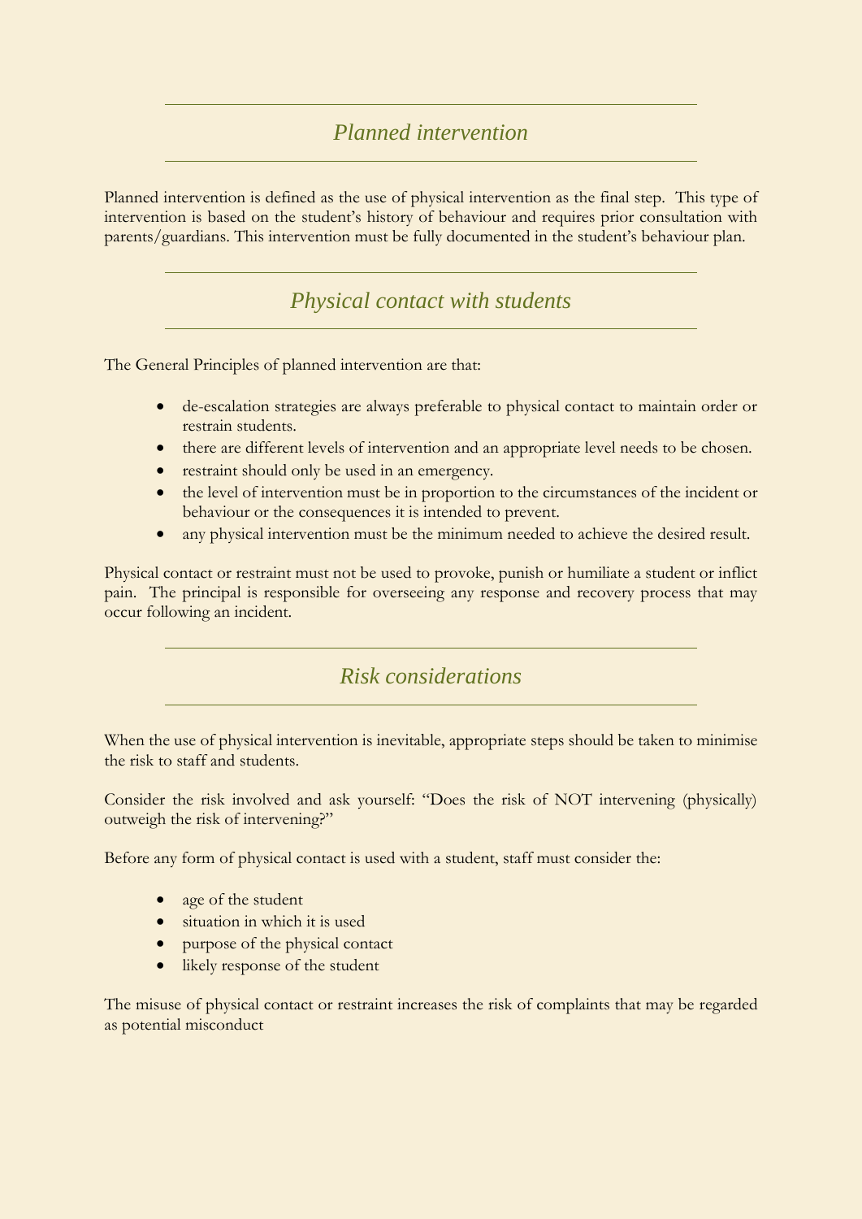## *Planned intervention*

Planned intervention is defined as the use of physical intervention as the final step. This type of intervention is based on the student's history of behaviour and requires prior consultation with parents/guardians. This intervention must be fully documented in the student's behaviour plan.

## *Physical contact with students*

The General Principles of planned intervention are that:

- de-escalation strategies are always preferable to physical contact to maintain order or restrain students.
- there are different levels of intervention and an appropriate level needs to be chosen.
- restraint should only be used in an emergency.
- the level of intervention must be in proportion to the circumstances of the incident or behaviour or the consequences it is intended to prevent.
- any physical intervention must be the minimum needed to achieve the desired result.

Physical contact or restraint must not be used to provoke, punish or humiliate a student or inflict pain. The principal is responsible for overseeing any response and recovery process that may occur following an incident.

## *Risk considerations*

When the use of physical intervention is inevitable, appropriate steps should be taken to minimise the risk to staff and students.

Consider the risk involved and ask yourself: "Does the risk of NOT intervening (physically) outweigh the risk of intervening?"

Before any form of physical contact is used with a student, staff must consider the:

- age of the student
- situation in which it is used
- purpose of the physical contact
- likely response of the student

The misuse of physical contact or restraint increases the risk of complaints that may be regarded as potential misconduct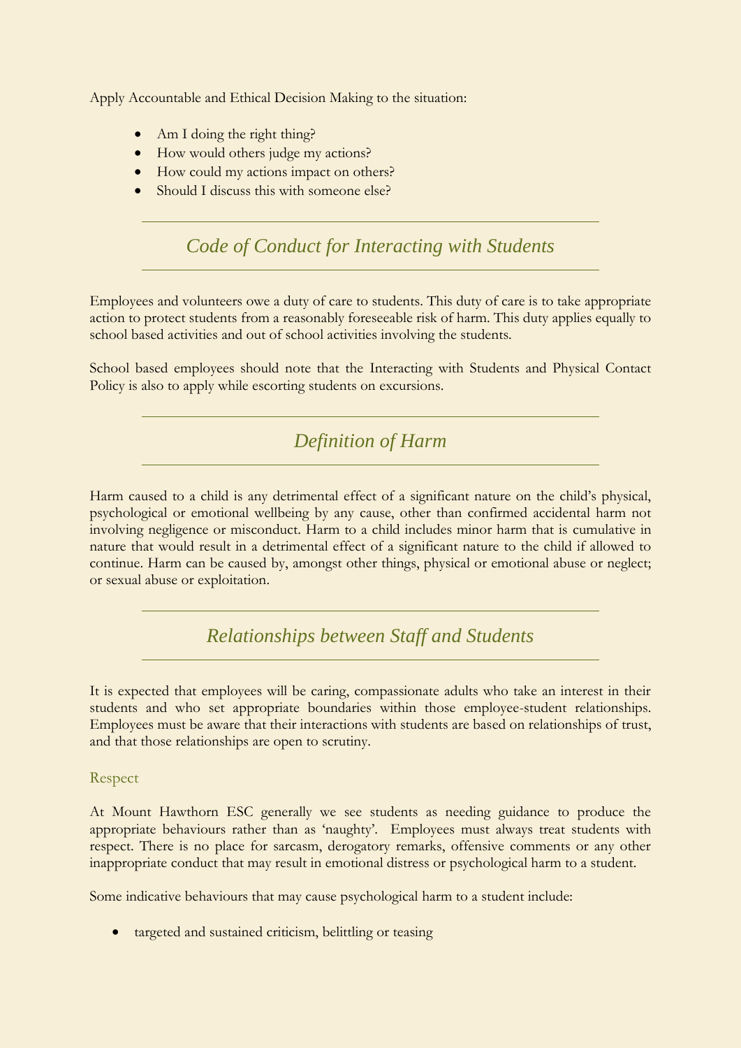Apply Accountable and Ethical Decision Making to the situation:

- Am I doing the right thing?
- How would others judge my actions?
- How could my actions impact on others?
- Should I discuss this with someone else?

## *Code of Conduct for Interacting with Students*

Employees and volunteers owe a duty of care to students. This duty of care is to take appropriate action to protect students from a reasonably foreseeable risk of harm. This duty applies equally to school based activities and out of school activities involving the students.

School based employees should note that the Interacting with Students and Physical Contact Policy is also to apply while escorting students on excursions.

## *Definition of Harm*

Harm caused to a child is any detrimental effect of a significant nature on the child's physical, psychological or emotional wellbeing by any cause, other than confirmed accidental harm not involving negligence or misconduct. Harm to a child includes minor harm that is cumulative in nature that would result in a detrimental effect of a significant nature to the child if allowed to continue. Harm can be caused by, amongst other things, physical or emotional abuse or neglect; or sexual abuse or exploitation.

## *Relationships between Staff and Students*

It is expected that employees will be caring, compassionate adults who take an interest in their students and who set appropriate boundaries within those employee-student relationships. Employees must be aware that their interactions with students are based on relationships of trust, and that those relationships are open to scrutiny.

### Respect

At Mount Hawthorn ESC generally we see students as needing guidance to produce the appropriate behaviours rather than as 'naughty'. Employees must always treat students with respect. There is no place for sarcasm, derogatory remarks, offensive comments or any other inappropriate conduct that may result in emotional distress or psychological harm to a student.

Some indicative behaviours that may cause psychological harm to a student include:

- targeted and sustained criticism, belittling or teasing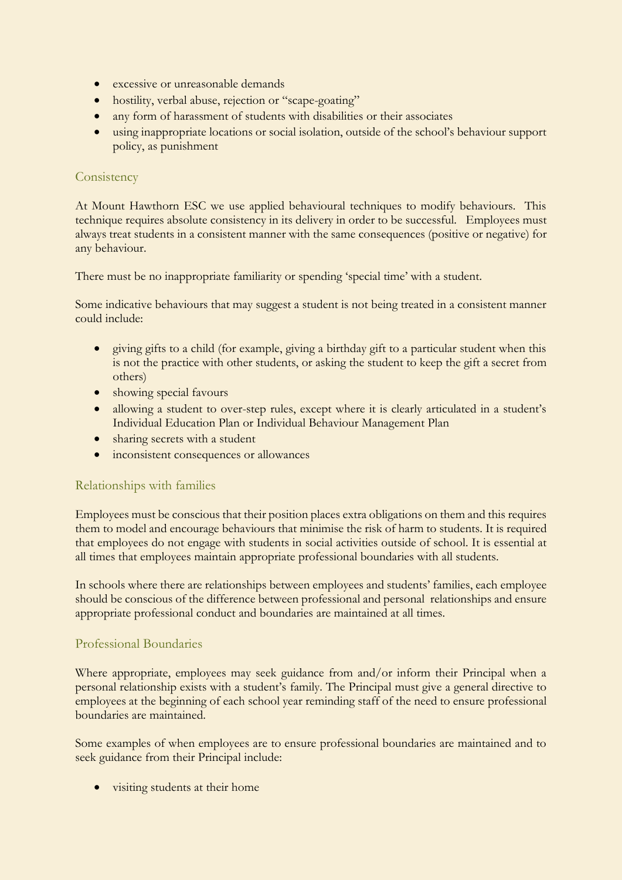- excessive or unreasonable demands
- hostility, verbal abuse, rejection or "scape-goating"
- any form of harassment of students with disabilities or their associates
- using inappropriate locations or social isolation, outside of the school's behaviour support policy, as punishment

## Consistency

At Mount Hawthorn ESC we use applied behavioural techniques to modify behaviours. This technique requires absolute consistency in its delivery in order to be successful. Employees must always treat students in a consistent manner with the same consequences (positive or negative) for any behaviour.

There must be no inappropriate familiarity or spending 'special time' with a student.

Some indicative behaviours that may suggest a student is not being treated in a consistent manner could include:

- giving gifts to a child (for example, giving a birthday gift to a particular student when this is not the practice with other students, or asking the student to keep the gift a secret from others)
- showing special favours
- allowing a student to over-step rules, except where it is clearly articulated in a student's Individual Education Plan or Individual Behaviour Management Plan
- sharing secrets with a student
- inconsistent consequences or allowances

## Relationships with families

Employees must be conscious that their position places extra obligations on them and this requires them to model and encourage behaviours that minimise the risk of harm to students. It is required that employees do not engage with students in social activities outside of school. It is essential at all times that employees maintain appropriate professional boundaries with all students.

In schools where there are relationships between employees and students' families, each employee should be conscious of the difference between professional and personal relationships and ensure appropriate professional conduct and boundaries are maintained at all times.

## Professional Boundaries

Where appropriate, employees may seek guidance from and/or inform their Principal when a personal relationship exists with a student's family. The Principal must give a general directive to employees at the beginning of each school year reminding staff of the need to ensure professional boundaries are maintained.

Some examples of when employees are to ensure professional boundaries are maintained and to seek guidance from their Principal include:

- visiting students at their home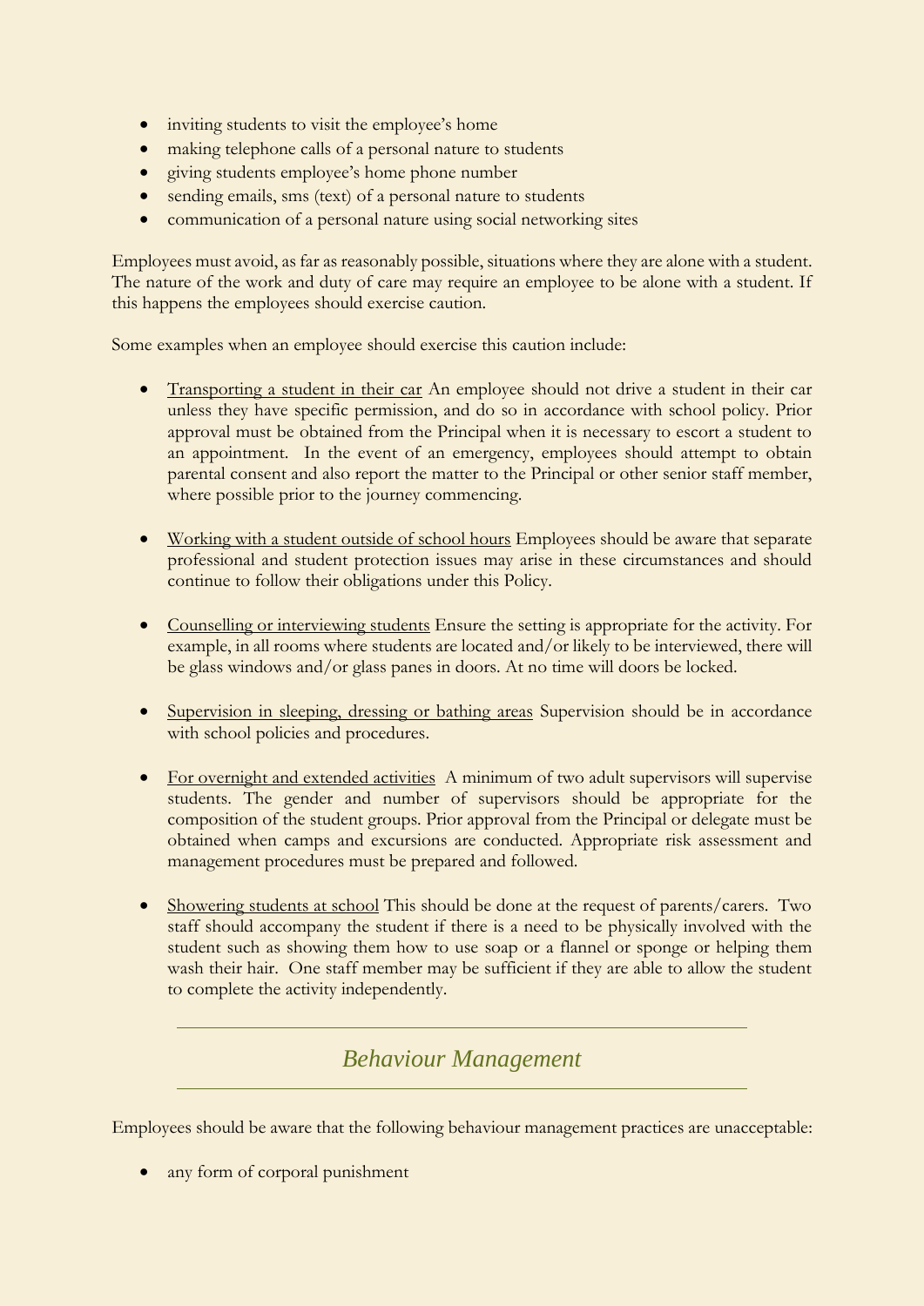- inviting students to visit the employee's home
- making telephone calls of a personal nature to students
- giving students employee's home phone number
- sending emails, sms (text) of a personal nature to students
- communication of a personal nature using social networking sites

Employees must avoid, as far as reasonably possible, situations where they are alone with a student. The nature of the work and duty of care may require an employee to be alone with a student. If this happens the employees should exercise caution.

Some examples when an employee should exercise this caution include:

- Transporting a student in their car An employee should not drive a student in their car unless they have specific permission, and do so in accordance with school policy. Prior approval must be obtained from the Principal when it is necessary to escort a student to an appointment. In the event of an emergency, employees should attempt to obtain parental consent and also report the matter to the Principal or other senior staff member, where possible prior to the journey commencing.

- Working with a student outside of school hours Employees should be aware that separate professional and student protection issues may arise in these circumstances and should continue to follow their obligations under this Policy.

- Counselling or interviewing students Ensure the setting is appropriate for the activity. For example, in all rooms where students are located and/or likely to be interviewed, there will be glass windows and/or glass panes in doors. At no time will doors be locked.

- Supervision in sleeping, dressing or bathing areas Supervision should be in accordance with school policies and procedures.

- For overnight and extended activities A minimum of two adult supervisors will supervise students. The gender and number of supervisors should be appropriate for the composition of the student groups. Prior approval from the Principal or delegate must be obtained when camps and excursions are conducted. Appropriate risk assessment and management procedures must be prepared and followed.

- Showering students at school This should be done at the request of parents/carers. Two staff should accompany the student if there is a need to be physically involved with the student such as showing them how to use soap or a flannel or sponge or helping them wash their hair. One staff member may be sufficient if they are able to allow the student to complete the activity independently.

## *Behaviour Management*

Employees should be aware that the following behaviour management practices are unacceptable:

- any form of corporal punishment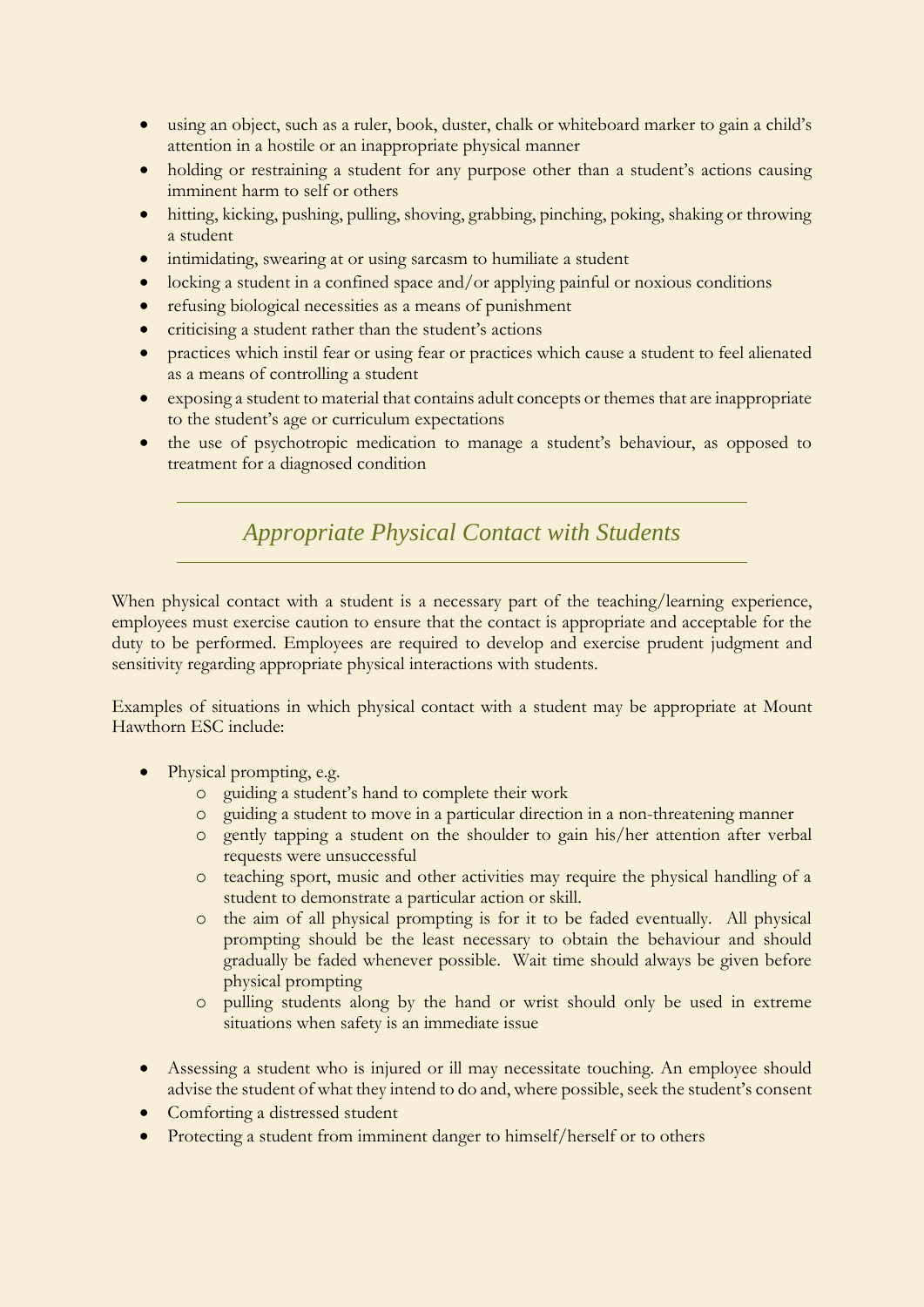- using an object, such as a ruler, book, duster, chalk or whiteboard marker to gain a child's attention in a hostile or an inappropriate physical manner
- holding or restraining a student for any purpose other than a student's actions causing imminent harm to self or others
- hitting, kicking, pushing, pulling, shoving, grabbing, pinching, poking, shaking or throwing a student
- intimidating, swearing at or using sarcasm to humiliate a student
- locking a student in a confined space and/or applying painful or noxious conditions
- refusing biological necessities as a means of punishment
- criticising a student rather than the student's actions
- practices which instil fear or using fear or practices which cause a student to feel alienated as a means of controlling a student
- exposing a student to material that contains adult concepts or themes that are inappropriate to the student's age or curriculum expectations
- the use of psychotropic medication to manage a student's behaviour, as opposed to treatment for a diagnosed condition

## *Appropriate Physical Contact with Students*

When physical contact with a student is a necessary part of the teaching/learning experience, employees must exercise caution to ensure that the contact is appropriate and acceptable for the duty to be performed. Employees are required to develop and exercise prudent judgment and sensitivity regarding appropriate physical interactions with students.

Examples of situations in which physical contact with a student may be appropriate at Mount Hawthorn ESC include:

- Physical prompting, e.g.
  - guiding a student's hand to complete their work
  - guiding a student to move in a particular direction in a non-threatening manner
  - gently tapping a student on the shoulder to gain his/her attention after verbal requests were unsuccessful
  - teaching sport, music and other activities may require the physical handling of a student to demonstrate a particular action or skill.
  - the aim of all physical prompting is for it to be faded eventually. All physical prompting should be the least necessary to obtain the behaviour and should gradually be faded whenever possible. Wait time should always be given before physical prompting
  - pulling students along by the hand or wrist should only be used in extreme situations when safety is an immediate issue

- Assessing a student who is injured or ill may necessitate touching. An employee should advise the student of what they intend to do and, where possible, seek the student's consent
- Comforting a distressed student
- Protecting a student from imminent danger to himself/herself or to others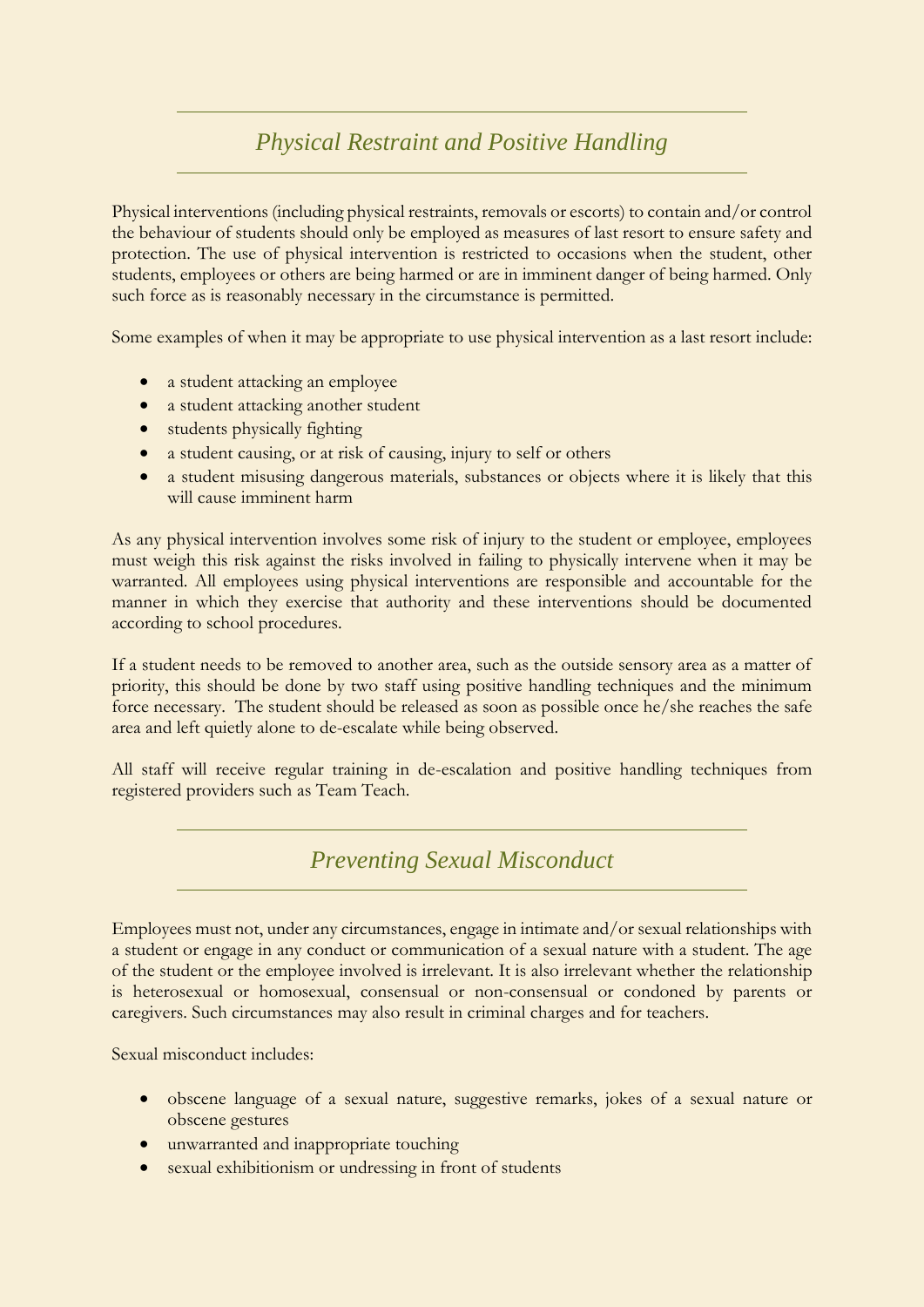## *Physical Restraint and Positive Handling*

Physical interventions (including physical restraints, removals or escorts) to contain and/or control the behaviour of students should only be employed as measures of last resort to ensure safety and protection. The use of physical intervention is restricted to occasions when the student, other students, employees or others are being harmed or are in imminent danger of being harmed. Only such force as is reasonably necessary in the circumstance is permitted.

Some examples of when it may be appropriate to use physical intervention as a last resort include:

- a student attacking an employee
- a student attacking another student
- students physically fighting
- a student causing, or at risk of causing, injury to self or others
- a student misusing dangerous materials, substances or objects where it is likely that this will cause imminent harm

As any physical intervention involves some risk of injury to the student or employee, employees must weigh this risk against the risks involved in failing to physically intervene when it may be warranted. All employees using physical interventions are responsible and accountable for the manner in which they exercise that authority and these interventions should be documented according to school procedures.

If a student needs to be removed to another area, such as the outside sensory area as a matter of priority, this should be done by two staff using positive handling techniques and the minimum force necessary. The student should be released as soon as possible once he/she reaches the safe area and left quietly alone to de-escalate while being observed.

All staff will receive regular training in de-escalation and positive handling techniques from registered providers such as Team Teach.

## *Preventing Sexual Misconduct*

Employees must not, under any circumstances, engage in intimate and/or sexual relationships with a student or engage in any conduct or communication of a sexual nature with a student. The age of the student or the employee involved is irrelevant. It is also irrelevant whether the relationship is heterosexual or homosexual, consensual or non-consensual or condoned by parents or caregivers. Such circumstances may also result in criminal charges and for teachers.

Sexual misconduct includes:

- obscene language of a sexual nature, suggestive remarks, jokes of a sexual nature or obscene gestures
- unwarranted and inappropriate touching
- sexual exhibitionism or undressing in front of students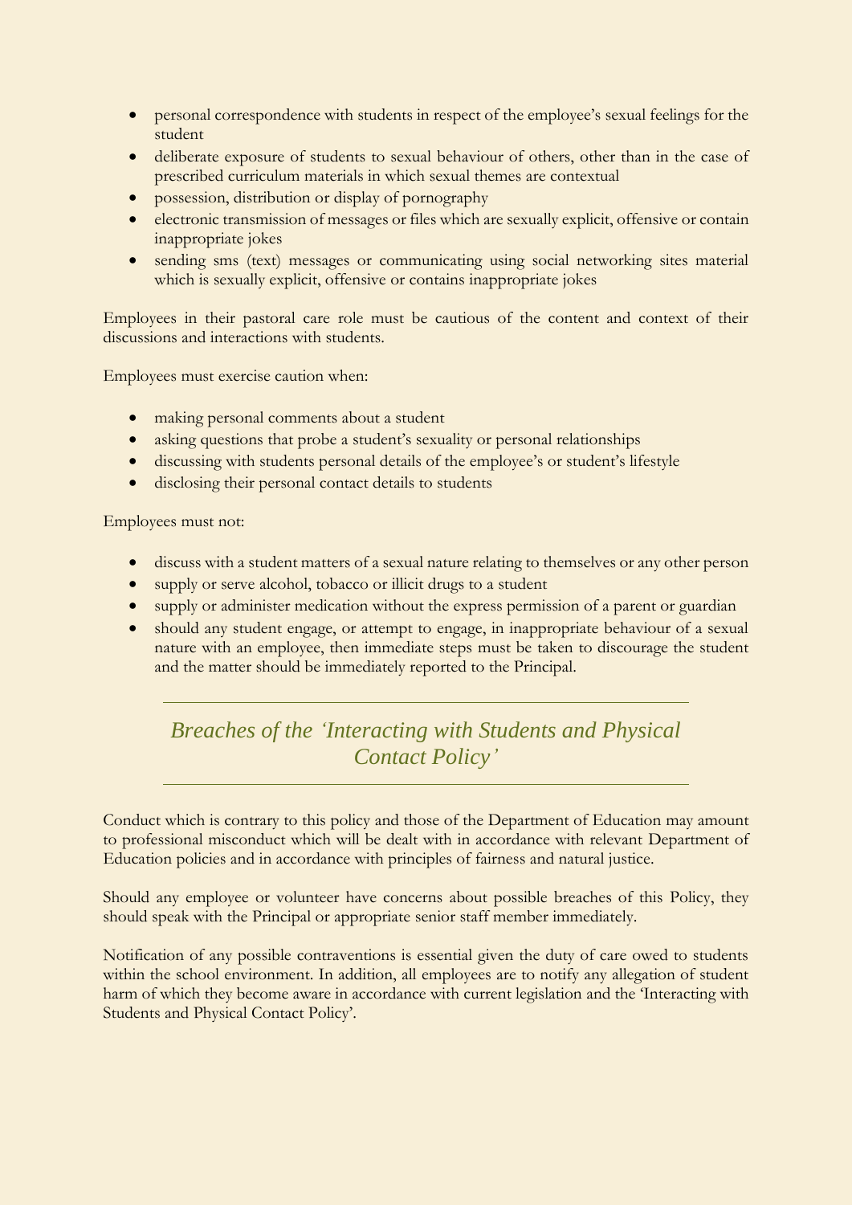- personal correspondence with students in respect of the employee's sexual feelings for the student
- deliberate exposure of students to sexual behaviour of others, other than in the case of prescribed curriculum materials in which sexual themes are contextual
- possession, distribution or display of pornography
- electronic transmission of messages or files which are sexually explicit, offensive or contain inappropriate jokes
- sending sms (text) messages or communicating using social networking sites material which is sexually explicit, offensive or contains inappropriate jokes

Employees in their pastoral care role must be cautious of the content and context of their discussions and interactions with students.

Employees must exercise caution when:

- making personal comments about a student
- asking questions that probe a student's sexuality or personal relationships
- discussing with students personal details of the employee's or student's lifestyle
- disclosing their personal contact details to students

Employees must not:

- discuss with a student matters of a sexual nature relating to themselves or any other person
- supply or serve alcohol, tobacco or illicit drugs to a student
- supply or administer medication without the express permission of a parent or guardian
- should any student engage, or attempt to engage, in inappropriate behaviour of a sexual nature with an employee, then immediate steps must be taken to discourage the student and the matter should be immediately reported to the Principal.

## *Breaches of the 'Interacting with Students and Physical Contact Policy'*

Conduct which is contrary to this policy and those of the Department of Education may amount to professional misconduct which will be dealt with in accordance with relevant Department of Education policies and in accordance with principles of fairness and natural justice.

Should any employee or volunteer have concerns about possible breaches of this Policy, they should speak with the Principal or appropriate senior staff member immediately.

Notification of any possible contraventions is essential given the duty of care owed to students within the school environment. In addition, all employees are to notify any allegation of student harm of which they become aware in accordance with current legislation and the 'Interacting with Students and Physical Contact Policy'.